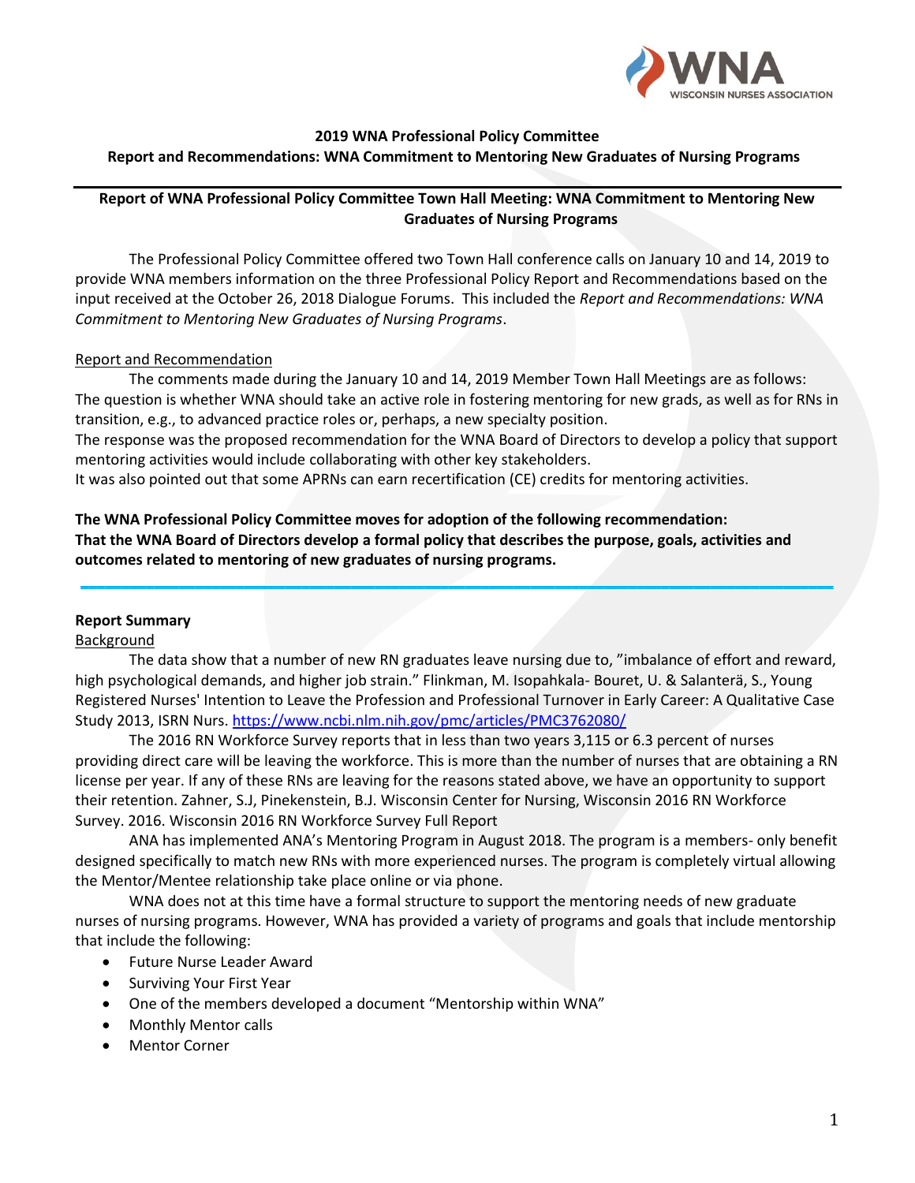**2019 WNA Professional Policy Committee**
**Report and Recommendations: WNA Commitment to Mentoring New Graduates of Nursing Programs**

---

**Report of WNA Professional Policy Committee Town Hall Meeting: WNA Commitment to Mentoring New Graduates of Nursing Programs**

The Professional Policy Committee offered two Town Hall conference calls on January 10 and 14, 2019 to provide WNA members information on the three Professional Policy Report and Recommendations based on the input received at the October 26, 2018 Dialogue Forums. This included the *Report and Recommendations: WNA Commitment to Mentoring New Graduates of Nursing Programs*.

Report and Recommendation

The comments made during the January 10 and 14, 2019 Member Town Hall Meetings are as follows:
The question is whether WNA should take an active role in fostering mentoring for new grads, as well as for RNs in transition, e.g., to advanced practice roles or, perhaps, a new specialty position.
The response was the proposed recommendation for the WNA Board of Directors to develop a policy that support mentoring activities would include collaborating with other key stakeholders.
It was also pointed out that some APRNs can earn recertification (CE) credits for mentoring activities.

**The WNA Professional Policy Committee moves for adoption of the following recommendation:**
**That the WNA Board of Directors develop a formal policy that describes the purpose, goals, activities and outcomes related to mentoring of new graduates of nursing programs.**

---

**Report Summary**

Background

The data show that a number of new RN graduates leave nursing due to, "imbalance of effort and reward, high psychological demands, and higher job strain." Flinkman, M. Isopahkala- Bouret, U. & Salanterä, S., Young Registered Nurses' Intention to Leave the Profession and Professional Turnover in Early Career: A Qualitative Case Study 2013, ISRN Nurs. https://www.ncbi.nlm.nih.gov/pmc/articles/PMC3762080/

The 2016 RN Workforce Survey reports that in less than two years 3,115 or 6.3 percent of nurses providing direct care will be leaving the workforce. This is more than the number of nurses that are obtaining a RN license per year. If any of these RNs are leaving for the reasons stated above, we have an opportunity to support their retention. Zahner, S.J, Pinekenstein, B.J. Wisconsin Center for Nursing, Wisconsin 2016 RN Workforce Survey. 2016. Wisconsin 2016 RN Workforce Survey Full Report

ANA has implemented ANA's Mentoring Program in August 2018. The program is a members- only benefit designed specifically to match new RNs with more experienced nurses. The program is completely virtual allowing the Mentor/Mentee relationship take place online or via phone.

WNA does not at this time have a formal structure to support the mentoring needs of new graduate nurses of nursing programs. However, WNA has provided a variety of programs and goals that include mentorship that include the following:

- Future Nurse Leader Award
- Surviving Your First Year
- One of the members developed a document "Mentorship within WNA"
- Monthly Mentor calls
- Mentor Corner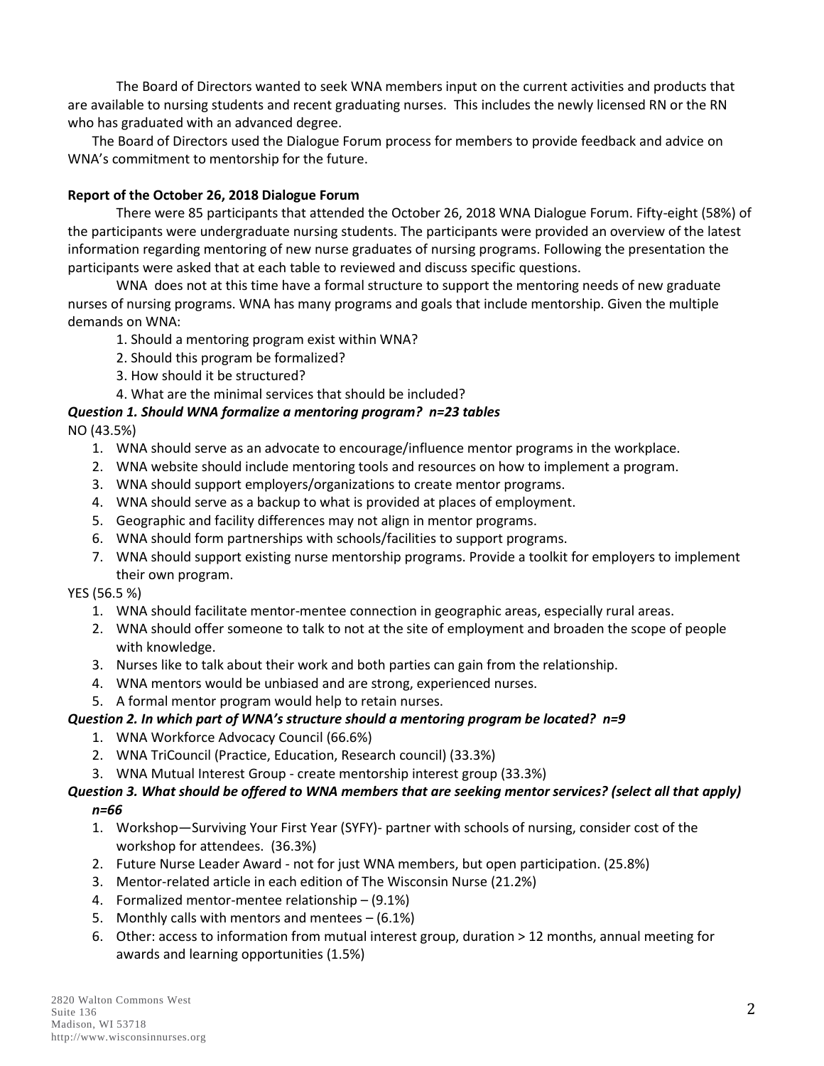The Board of Directors wanted to seek WNA members input on the current activities and products that are available to nursing students and recent graduating nurses. This includes the newly licensed RN or the RN who has graduated with an advanced degree.

The Board of Directors used the Dialogue Forum process for members to provide feedback and advice on WNA's commitment to mentorship for the future.

**Report of the October 26, 2018 Dialogue Forum**

There were 85 participants that attended the October 26, 2018 WNA Dialogue Forum. Fifty-eight (58%) of the participants were undergraduate nursing students. The participants were provided an overview of the latest information regarding mentoring of new nurse graduates of nursing programs. Following the presentation the participants were asked that at each table to reviewed and discuss specific questions.

WNA does not at this time have a formal structure to support the mentoring needs of new graduate nurses of nursing programs. WNA has many programs and goals that include mentorship. Given the multiple demands on WNA:

1. Should a mentoring program exist within WNA?
2. Should this program be formalized?
3. How should it be structured?
4. What are the minimal services that should be included?

***Question 1. Should WNA formalize a mentoring program? n=23 tables***

NO (43.5%)

1. WNA should serve as an advocate to encourage/influence mentor programs in the workplace.
2. WNA website should include mentoring tools and resources on how to implement a program.
3. WNA should support employers/organizations to create mentor programs.
4. WNA should serve as a backup to what is provided at places of employment.
5. Geographic and facility differences may not align in mentor programs.
6. WNA should form partnerships with schools/facilities to support programs.
7. WNA should support existing nurse mentorship programs. Provide a toolkit for employers to implement their own program.

YES (56.5 %)

1. WNA should facilitate mentor-mentee connection in geographic areas, especially rural areas.
2. WNA should offer someone to talk to not at the site of employment and broaden the scope of people with knowledge.
3. Nurses like to talk about their work and both parties can gain from the relationship.
4. WNA mentors would be unbiased and are strong, experienced nurses.
5. A formal mentor program would help to retain nurses.

***Question 2. In which part of WNA's structure should a mentoring program be located? n=9***

1. WNA Workforce Advocacy Council (66.6%)
2. WNA TriCouncil (Practice, Education, Research council) (33.3%)
3. WNA Mutual Interest Group - create mentorship interest group (33.3%)

***Question 3. What should be offered to WNA members that are seeking mentor services? (select all that apply) n=66***

1. Workshop—Surviving Your First Year (SYFY)- partner with schools of nursing, consider cost of the workshop for attendees. (36.3%)
2. Future Nurse Leader Award - not for just WNA members, but open participation. (25.8%)
3. Mentor-related article in each edition of The Wisconsin Nurse (21.2%)
4. Formalized mentor-mentee relationship – (9.1%)
5. Monthly calls with mentors and mentees – (6.1%)
6. Other: access to information from mutual interest group, duration > 12 months, annual meeting for awards and learning opportunities (1.5%)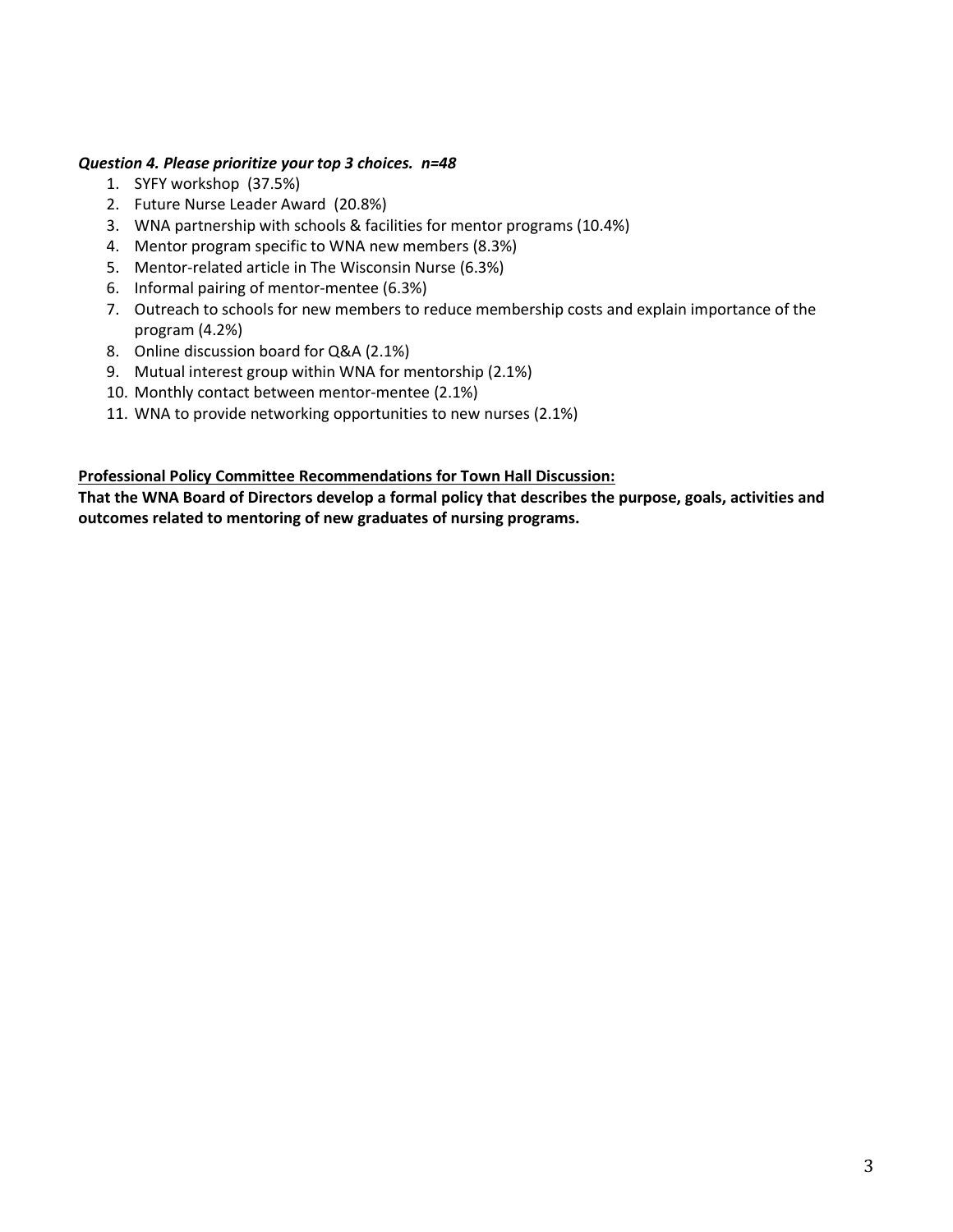***Question 4. Please prioritize your top 3 choices. n=48***

1. SYFY workshop (37.5%)
2. Future Nurse Leader Award (20.8%)
3. WNA partnership with schools & facilities for mentor programs (10.4%)
4. Mentor program specific to WNA new members (8.3%)
5. Mentor-related article in The Wisconsin Nurse (6.3%)
6. Informal pairing of mentor-mentee (6.3%)
7. Outreach to schools for new members to reduce membership costs and explain importance of the program (4.2%)
8. Online discussion board for Q&A (2.1%)
9. Mutual interest group within WNA for mentorship (2.1%)
10. Monthly contact between mentor-mentee (2.1%)
11. WNA to provide networking opportunities to new nurses (2.1%)

**Professional Policy Committee Recommendations for Town Hall Discussion:**

**That the WNA Board of Directors develop a formal policy that describes the purpose, goals, activities and outcomes related to mentoring of new graduates of nursing programs.**